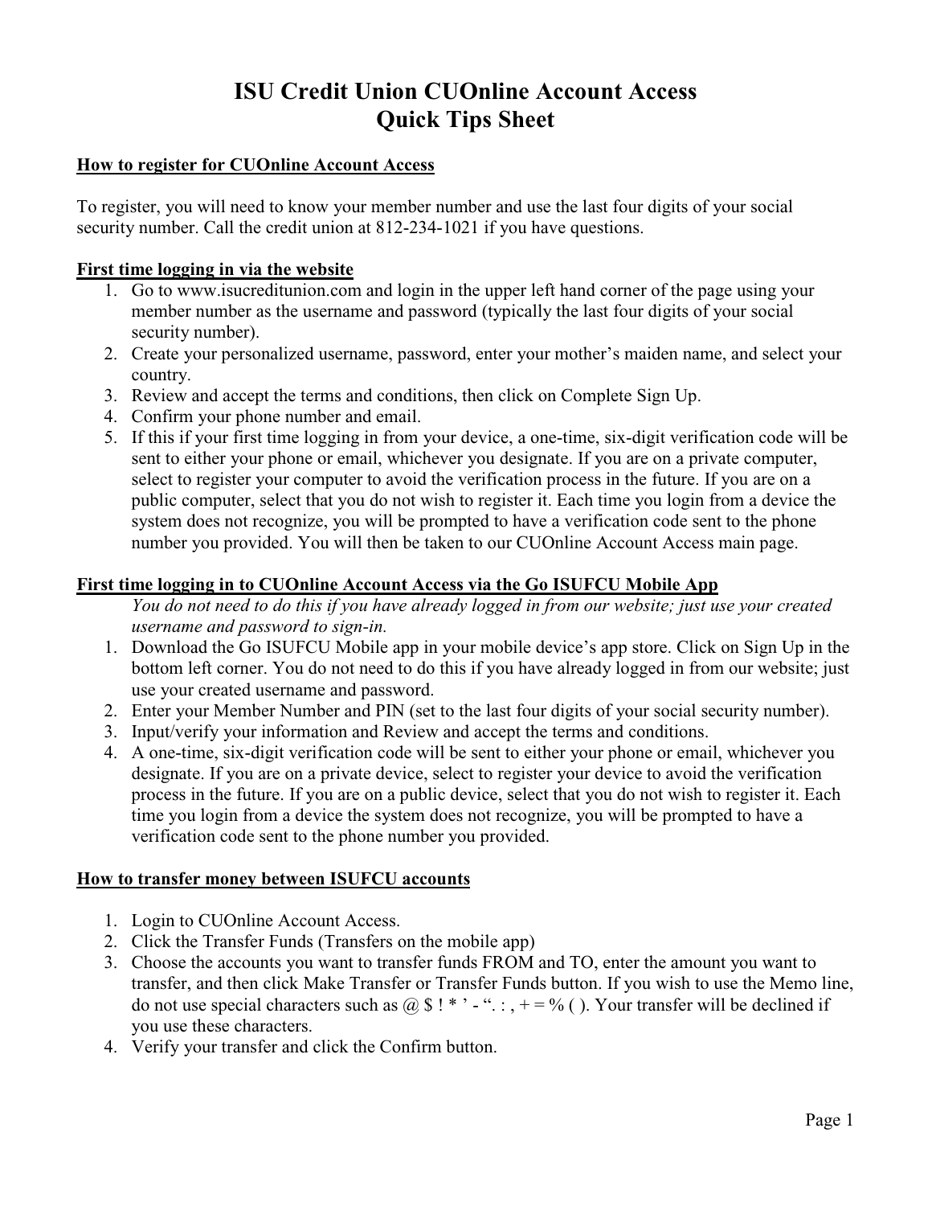# ISU Credit Union CUOnline Account Access
# Quick Tips Sheet

**How to register for CUOnline Account Access**

To register, you will need to know your member number and use the last four digits of your social security number. Call the credit union at 812-234-1021 if you have questions.

**First time logging in via the website**

1. Go to www.isucreditunion.com and login in the upper left hand corner of the page using your member number as the username and password (typically the last four digits of your social security number).
2. Create your personalized username, password, enter your mother's maiden name, and select your country.
3. Review and accept the terms and conditions, then click on Complete Sign Up.
4. Confirm your phone number and email.
5. If this if your first time logging in from your device, a one-time, six-digit verification code will be sent to either your phone or email, whichever you designate. If you are on a private computer, select to register your computer to avoid the verification process in the future. If you are on a public computer, select that you do not wish to register it. Each time you login from a device the system does not recognize, you will be prompted to have a verification code sent to the phone number you provided. You will then be taken to our CUOnline Account Access main page.

**First time logging in to CUOnline Account Access via the Go ISUFCU Mobile App**

*You do not need to do this if you have already logged in from our website; just use your created username and password to sign-in.*

1. Download the Go ISUFCU Mobile app in your mobile device's app store. Click on Sign Up in the bottom left corner. You do not need to do this if you have already logged in from our website; just use your created username and password.
2. Enter your Member Number and PIN (set to the last four digits of your social security number).
3. Input/verify your information and Review and accept the terms and conditions.
4. A one-time, six-digit verification code will be sent to either your phone or email, whichever you designate. If you are on a private device, select to register your device to avoid the verification process in the future. If you are on a public device, select that you do not wish to register it. Each time you login from a device the system does not recognize, you will be prompted to have a verification code sent to the phone number you provided.

**How to transfer money between ISUFCU accounts**

1. Login to CUOnline Account Access.
2. Click the Transfer Funds (Transfers on the mobile app)
3. Choose the accounts you want to transfer funds FROM and TO, enter the amount you want to transfer, and then click Make Transfer or Transfer Funds button. If you wish to use the Memo line, do not use special characters such as @ $ ! * ' - ". : , + = % ( ). Your transfer will be declined if you use these characters.
4. Verify your transfer and click the Confirm button.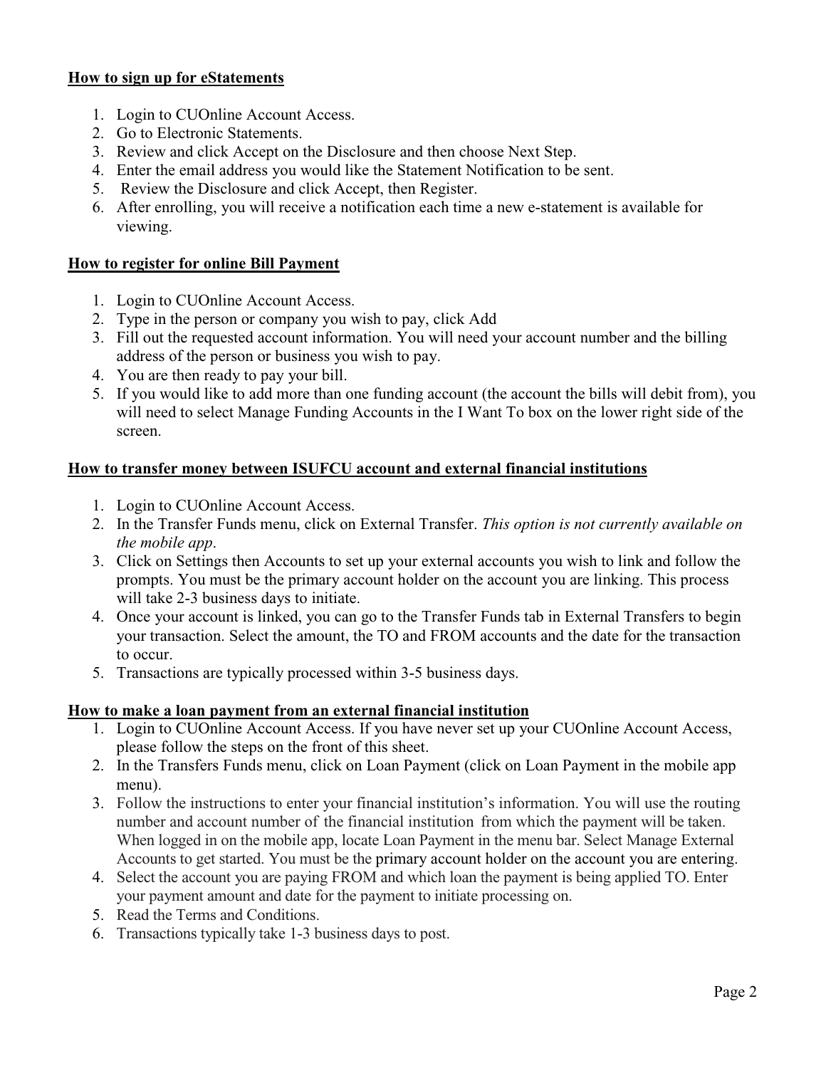## How to sign up for eStatements

1. Login to CUOnline Account Access.
2. Go to Electronic Statements.
3. Review and click Accept on the Disclosure and then choose Next Step.
4. Enter the email address you would like the Statement Notification to be sent.
5. Review the Disclosure and click Accept, then Register.
6. After enrolling, you will receive a notification each time a new e-statement is available for viewing.

## How to register for online Bill Payment

1. Login to CUOnline Account Access.
2. Type in the person or company you wish to pay, click Add
3. Fill out the requested account information. You will need your account number and the billing address of the person or business you wish to pay.
4. You are then ready to pay your bill.
5. If you would like to add more than one funding account (the account the bills will debit from), you will need to select Manage Funding Accounts in the I Want To box on the lower right side of the screen.

## How to transfer money between ISUFCU account and external financial institutions

1. Login to CUOnline Account Access.
2. In the Transfer Funds menu, click on External Transfer. *This option is not currently available on the mobile app*.
3. Click on Settings then Accounts to set up your external accounts you wish to link and follow the prompts. You must be the primary account holder on the account you are linking. This process will take 2-3 business days to initiate.
4. Once your account is linked, you can go to the Transfer Funds tab in External Transfers to begin your transaction. Select the amount, the TO and FROM accounts and the date for the transaction to occur.
5. Transactions are typically processed within 3-5 business days.

## How to make a loan payment from an external financial institution

1. Login to CUOnline Account Access. If you have never set up your CUOnline Account Access, please follow the steps on the front of this sheet.
2. In the Transfers Funds menu, click on Loan Payment (click on Loan Payment in the mobile app menu).
3. Follow the instructions to enter your financial institution's information. You will use the routing number and account number of the financial institution from which the payment will be taken. When logged in on the mobile app, locate Loan Payment in the menu bar. Select Manage External Accounts to get started. You must be the primary account holder on the account you are entering.
4. Select the account you are paying FROM and which loan the payment is being applied TO. Enter your payment amount and date for the payment to initiate processing on.
5. Read the Terms and Conditions.
6. Transactions typically take 1-3 business days to post.